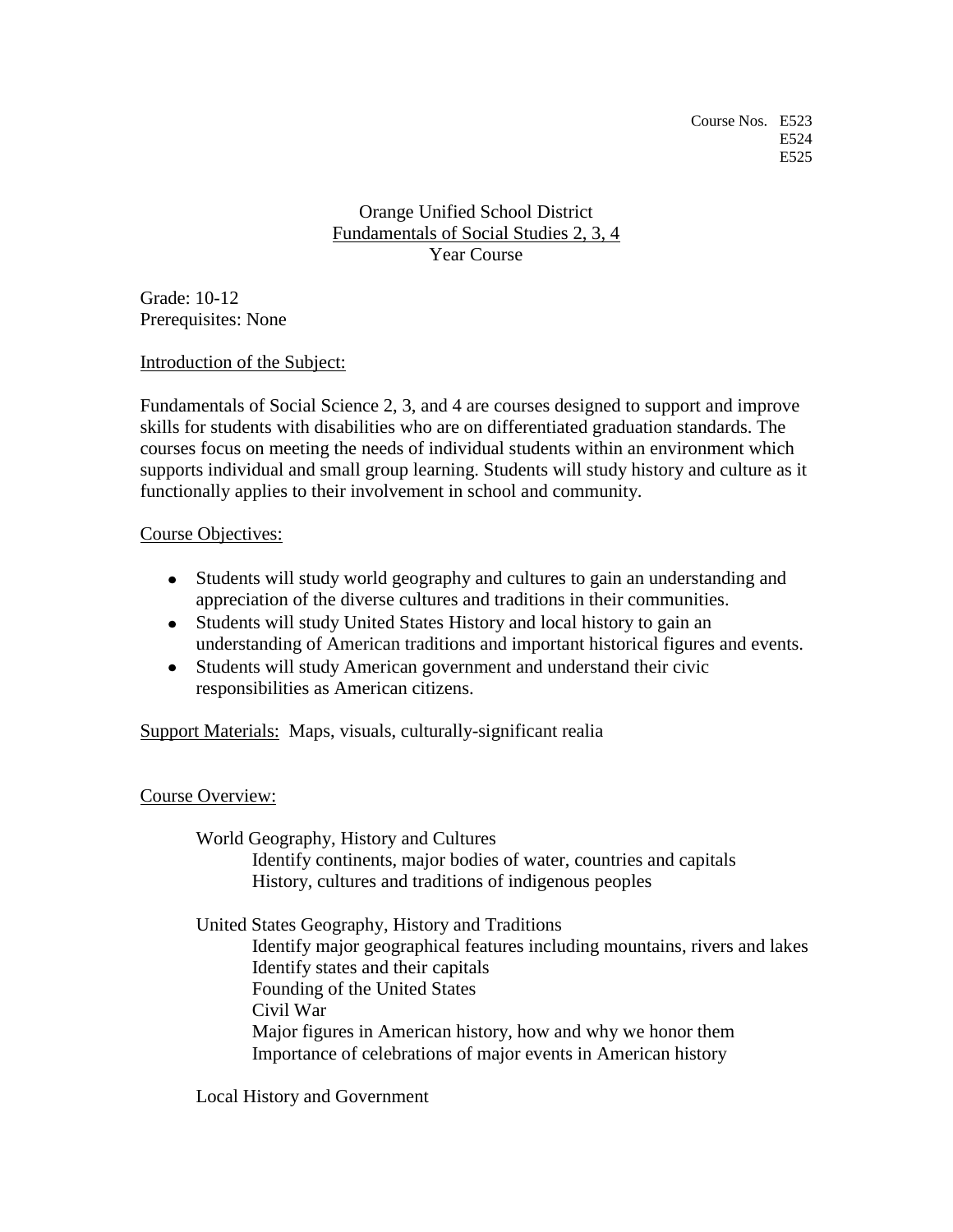Course Nos. E523
E524
E525

# Orange Unified School District
## Fundamentals of Social Studies 2, 3, 4
### Year Course

Grade: 10-12
Prerequisites: None

Introduction of the Subject:

Fundamentals of Social Science 2, 3, and 4 are courses designed to support and improve skills for students with disabilities who are on differentiated graduation standards. The courses focus on meeting the needs of individual students within an environment which supports individual and small group learning. Students will study history and culture as it functionally applies to their involvement in school and community.

Course Objectives:

- Students will study world geography and cultures to gain an understanding and appreciation of the diverse cultures and traditions in their communities.
- Students will study United States History and local history to gain an understanding of American traditions and important historical figures and events.
- Students will study American government and understand their civic responsibilities as American citizens.

Support Materials: Maps, visuals, culturally-significant realia

Course Overview:

World Geography, History and Cultures
- Identify continents, major bodies of water, countries and capitals
- History, cultures and traditions of indigenous peoples

United States Geography, History and Traditions
- Identify major geographical features including mountains, rivers and lakes
- Identify states and their capitals
- Founding of the United States
- Civil War
- Major figures in American history, how and why we honor them
- Importance of celebrations of major events in American history

Local History and Government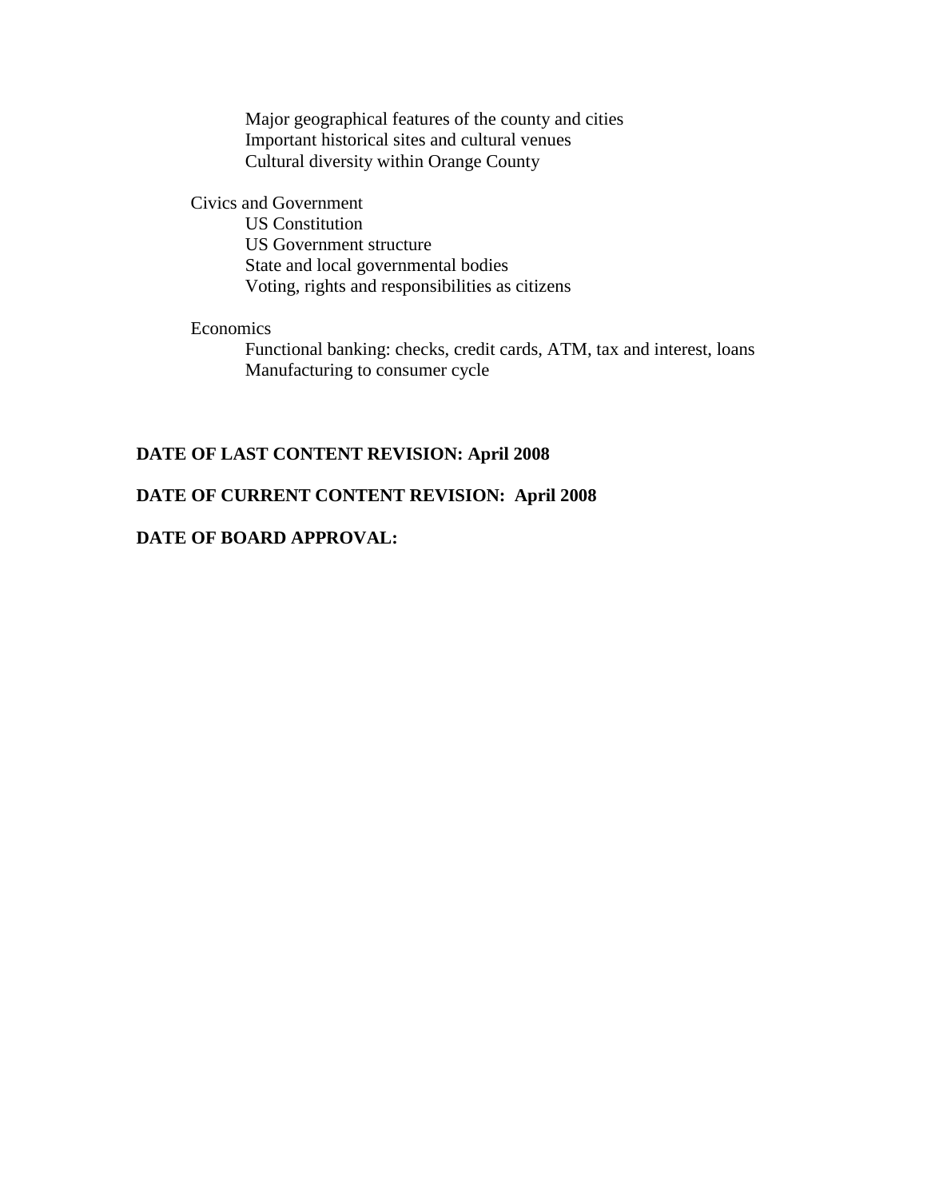- Major geographical features of the county and cities
- Important historical sites and cultural venues
- Cultural diversity within Orange County

Civics and Government
- US Constitution
- US Government structure
- State and local governmental bodies
- Voting, rights and responsibilities as citizens

Economics
- Functional banking: checks, credit cards, ATM, tax and interest, loans
- Manufacturing to consumer cycle

**DATE OF LAST CONTENT REVISION: April 2008**

**DATE OF CURRENT CONTENT REVISION: April 2008**

**DATE OF BOARD APPROVAL:**